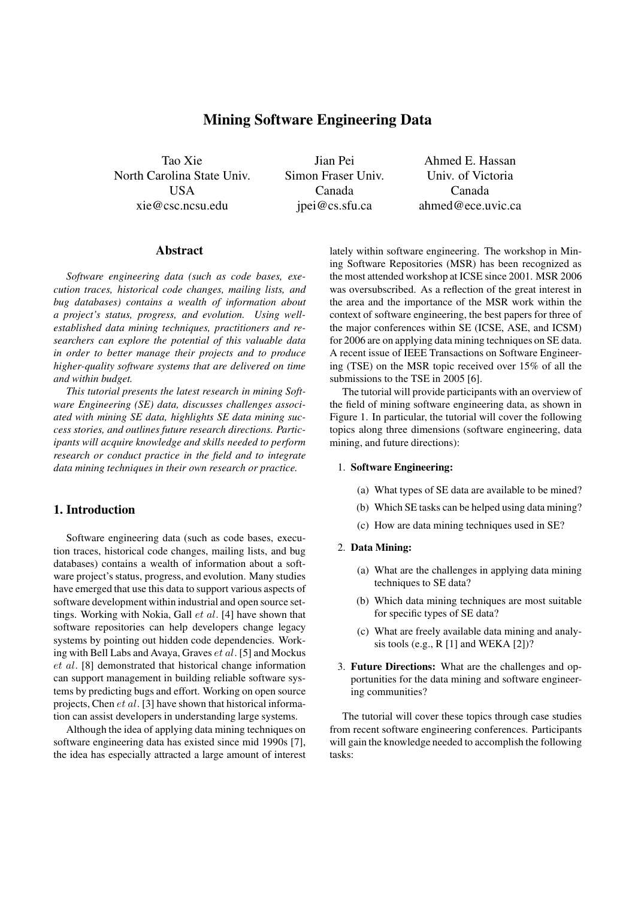# Mining Software Engineering Data

Tao Xie
North Carolina State Univ.
USA
xie@csc.ncsu.edu

Jian Pei
Simon Fraser Univ.
Canada
jpei@cs.sfu.ca

Ahmed E. Hassan
Univ. of Victoria
Canada
ahmed@ece.uvic.ca

## Abstract

*Software engineering data (such as code bases, execution traces, historical code changes, mailing lists, and bug databases) contains a wealth of information about a project's status, progress, and evolution. Using well-established data mining techniques, practitioners and researchers can explore the potential of this valuable data in order to better manage their projects and to produce higher-quality software systems that are delivered on time and within budget.*

*This tutorial presents the latest research in mining Software Engineering (SE) data, discusses challenges associated with mining SE data, highlights SE data mining success stories, and outlines future research directions. Participants will acquire knowledge and skills needed to perform research or conduct practice in the field and to integrate data mining techniques in their own research or practice.*

## 1. Introduction

Software engineering data (such as code bases, execution traces, historical code changes, mailing lists, and bug databases) contains a wealth of information about a software project's status, progress, and evolution. Many studies have emerged that use this data to support various aspects of software development within industrial and open source settings. Working with Nokia, Gall *et al.* [4] have shown that software repositories can help developers change legacy systems by pointing out hidden code dependencies. Working with Bell Labs and Avaya, Graves *et al.* [5] and Mockus *et al.* [8] demonstrated that historical change information can support management in building reliable software systems by predicting bugs and effort. Working on open source projects, Chen *et al.* [3] have shown that historical information can assist developers in understanding large systems.

Although the idea of applying data mining techniques on software engineering data has existed since mid 1990s [7], the idea has especially attracted a large amount of interest lately within software engineering. The workshop in Mining Software Repositories (MSR) has been recognized as the most attended workshop at ICSE since 2001. MSR 2006 was oversubscribed. As a reflection of the great interest in the area and the importance of the MSR work within the context of software engineering, the best papers for three of the major conferences within SE (ICSE, ASE, and ICSM) for 2006 are on applying data mining techniques on SE data. A recent issue of IEEE Transactions on Software Engineering (TSE) on the MSR topic received over 15% of all the submissions to the TSE in 2005 [6].

The tutorial will provide participants with an overview of the field of mining software engineering data, as shown in Figure 1. In particular, the tutorial will cover the following topics along three dimensions (software engineering, data mining, and future directions):

1. **Software Engineering:**
   (a) What types of SE data are available to be mined?
   (b) Which SE tasks can be helped using data mining?
   (c) How are data mining techniques used in SE?
2. **Data Mining:**
   (a) What are the challenges in applying data mining techniques to SE data?
   (b) Which data mining techniques are most suitable for specific types of SE data?
   (c) What are freely available data mining and analysis tools (e.g., R [1] and WEKA [2])?
3. **Future Directions:** What are the challenges and opportunities for the data mining and software engineering communities?

The tutorial will cover these topics through case studies from recent software engineering conferences. Participants will gain the knowledge needed to accomplish the following tasks: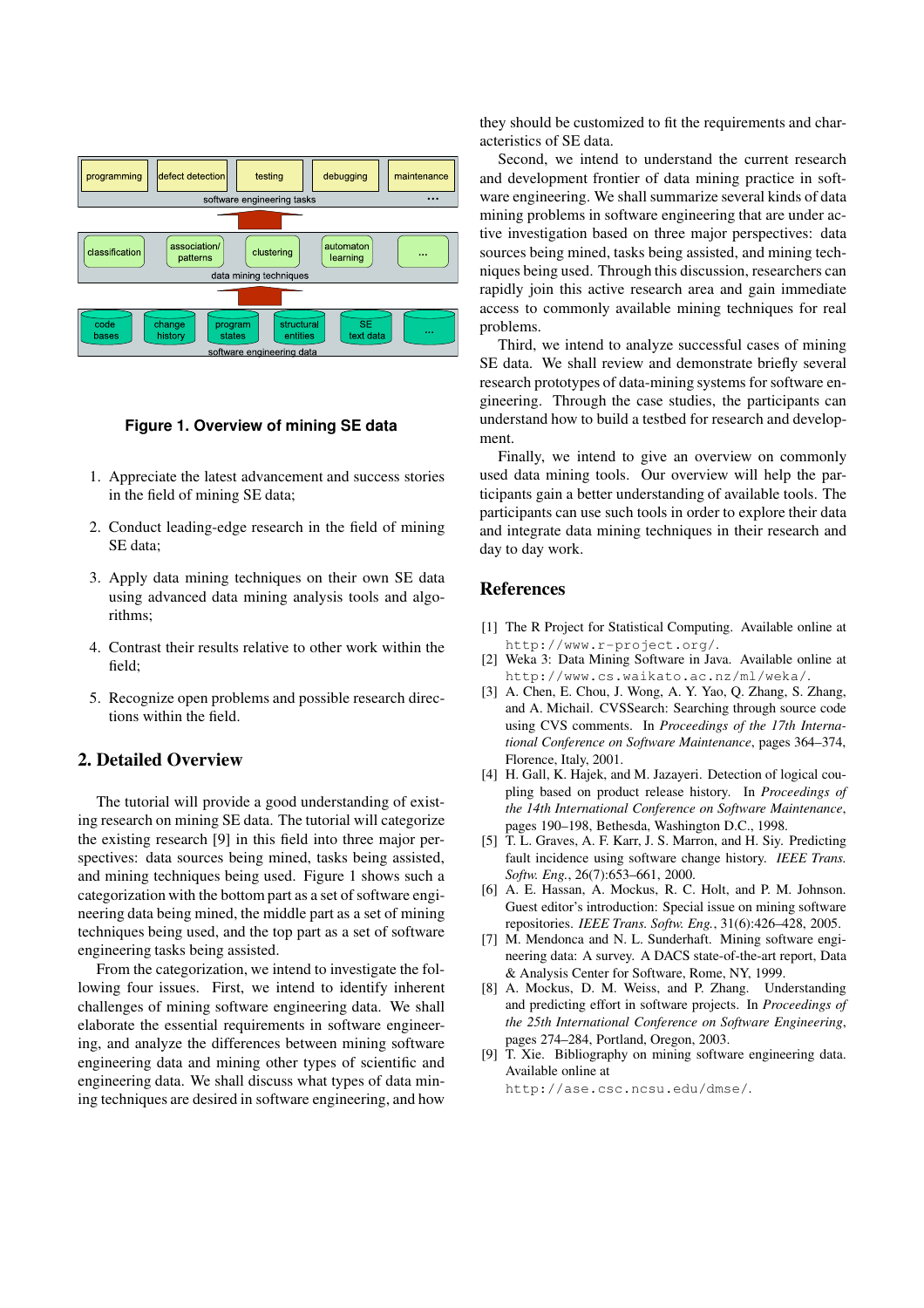software engineering tasks: programming, defect detection, testing, debugging, maintenance, ...

data mining techniques: classification, association/patterns, clustering, automaton learning, ...

software engineering data: code bases, change history, program states, structural entities, SE text data, ...

**Figure 1. Overview of mining SE data**

1. Appreciate the latest advancement and success stories in the field of mining SE data;
2. Conduct leading-edge research in the field of mining SE data;
3. Apply data mining techniques on their own SE data using advanced data mining analysis tools and algorithms;
4. Contrast their results relative to other work within the field;
5. Recognize open problems and possible research directions within the field.

## 2. Detailed Overview

The tutorial will provide a good understanding of existing research on mining SE data. The tutorial will categorize the existing research [9] in this field into three major perspectives: data sources being mined, tasks being assisted, and mining techniques being used. Figure 1 shows such a categorization with the bottom part as a set of software engineering data being mined, the middle part as a set of mining techniques being used, and the top part as a set of software engineering tasks being assisted.

From the categorization, we intend to investigate the following four issues. First, we intend to identify inherent challenges of mining software engineering data. We shall elaborate the essential requirements in software engineering, and analyze the differences between mining software engineering data and mining other types of scientific and engineering data. We shall discuss what types of data mining techniques are desired in software engineering, and how they should be customized to fit the requirements and characteristics of SE data.

Second, we intend to understand the current research and development frontier of data mining practice in software engineering. We shall summarize several kinds of data mining problems in software engineering that are under active investigation based on three major perspectives: data sources being mined, tasks being assisted, and mining techniques being used. Through this discussion, researchers can rapidly join this active research area and gain immediate access to commonly available mining techniques for real problems.

Third, we intend to analyze successful cases of mining SE data. We shall review and demonstrate briefly several research prototypes of data-mining systems for software engineering. Through the case studies, the participants can understand how to build a testbed for research and development.

Finally, we intend to give an overview on commonly used data mining tools. Our overview will help the participants gain a better understanding of available tools. The participants can use such tools in order to explore their data and integrate data mining techniques in their research and day to day work.

## References

[1] The R Project for Statistical Computing. Available online at `http://www.r-project.org/`.

[2] Weka 3: Data Mining Software in Java. Available online at `http://www.cs.waikato.ac.nz/ml/weka/`.

[3] A. Chen, E. Chou, J. Wong, A. Y. Yao, Q. Zhang, S. Zhang, and A. Michail. CVSSearch: Searching through source code using CVS comments. In *Proceedings of the 17th International Conference on Software Maintenance*, pages 364–374, Florence, Italy, 2001.

[4] H. Gall, K. Hajek, and M. Jazayeri. Detection of logical coupling based on product release history. In *Proceedings of the 14th International Conference on Software Maintenance*, pages 190–198, Bethesda, Washington D.C., 1998.

[5] T. L. Graves, A. F. Karr, J. S. Marron, and H. Siy. Predicting fault incidence using software change history. *IEEE Trans. Softw. Eng.*, 26(7):653–661, 2000.

[6] A. E. Hassan, A. Mockus, R. C. Holt, and P. M. Johnson. Guest editor's introduction: Special issue on mining software repositories. *IEEE Trans. Softw. Eng.*, 31(6):426–428, 2005.

[7] M. Mendonca and N. L. Sunderhaft. Mining software engineering data: A survey. A DACS state-of-the-art report, Data & Analysis Center for Software, Rome, NY, 1999.

[8] A. Mockus, D. M. Weiss, and P. Zhang. Understanding and predicting effort in software projects. In *Proceedings of the 25th International Conference on Software Engineering*, pages 274–284, Portland, Oregon, 2003.

[9] T. Xie. Bibliography on mining software engineering data. Available online at `http://ase.csc.ncsu.edu/dmse/`.